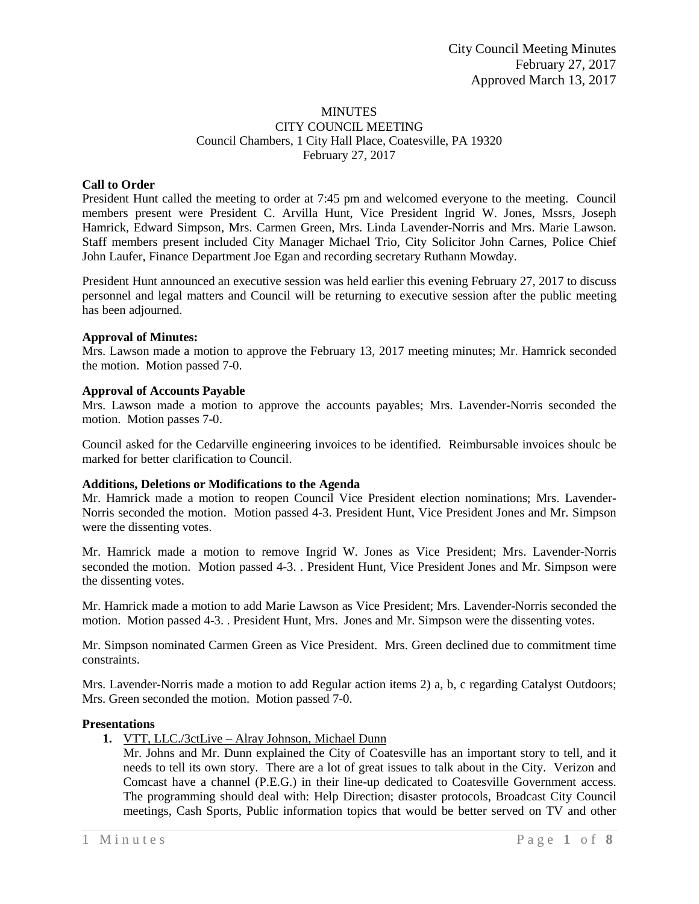City Council Meeting Minutes
February 27, 2017
Approved March 13, 2017

# MINUTES
## CITY COUNCIL MEETING
Council Chambers, 1 City Hall Place, Coatesville, PA 19320
February 27, 2017

**Call to Order**
President Hunt called the meeting to order at 7:45 pm and welcomed everyone to the meeting. Council members present were President C. Arvilla Hunt, Vice President Ingrid W. Jones, Mssrs, Joseph Hamrick, Edward Simpson, Mrs. Carmen Green, Mrs. Linda Lavender-Norris and Mrs. Marie Lawson. Staff members present included City Manager Michael Trio, City Solicitor John Carnes, Police Chief John Laufer, Finance Department Joe Egan and recording secretary Ruthann Mowday.

President Hunt announced an executive session was held earlier this evening February 27, 2017 to discuss personnel and legal matters and Council will be returning to executive session after the public meeting has been adjourned.

**Approval of Minutes:**
Mrs. Lawson made a motion to approve the February 13, 2017 meeting minutes; Mr. Hamrick seconded the motion. Motion passed 7-0.

**Approval of Accounts Payable**
Mrs. Lawson made a motion to approve the accounts payables; Mrs. Lavender-Norris seconded the motion. Motion passes 7-0.

Council asked for the Cedarville engineering invoices to be identified. Reimbursable invoices shoulc be marked for better clarification to Council.

**Additions, Deletions or Modifications to the Agenda**
Mr. Hamrick made a motion to reopen Council Vice President election nominations; Mrs. Lavender-Norris seconded the motion. Motion passed 4-3. President Hunt, Vice President Jones and Mr. Simpson were the dissenting votes.

Mr. Hamrick made a motion to remove Ingrid W. Jones as Vice President; Mrs. Lavender-Norris seconded the motion. Motion passed 4-3. . President Hunt, Vice President Jones and Mr. Simpson were the dissenting votes.

Mr. Hamrick made a motion to add Marie Lawson as Vice President; Mrs. Lavender-Norris seconded the motion. Motion passed 4-3. . President Hunt, Mrs. Jones and Mr. Simpson were the dissenting votes.

Mr. Simpson nominated Carmen Green as Vice President. Mrs. Green declined due to commitment time constraints.

Mrs. Lavender-Norris made a motion to add Regular action items 2) a, b, c regarding Catalyst Outdoors; Mrs. Green seconded the motion. Motion passed 7-0.

**Presentations**

1. VTT, LLC./3ctLive – Alray Johnson, Michael Dunn
   Mr. Johns and Mr. Dunn explained the City of Coatesville has an important story to tell, and it needs to tell its own story. There are a lot of great issues to talk about in the City. Verizon and Comcast have a channel (P.E.G.) in their line-up dedicated to Coatesville Government access. The programming should deal with: Help Direction; disaster protocols, Broadcast City Council meetings, Cash Sports, Public information topics that would be better served on TV and other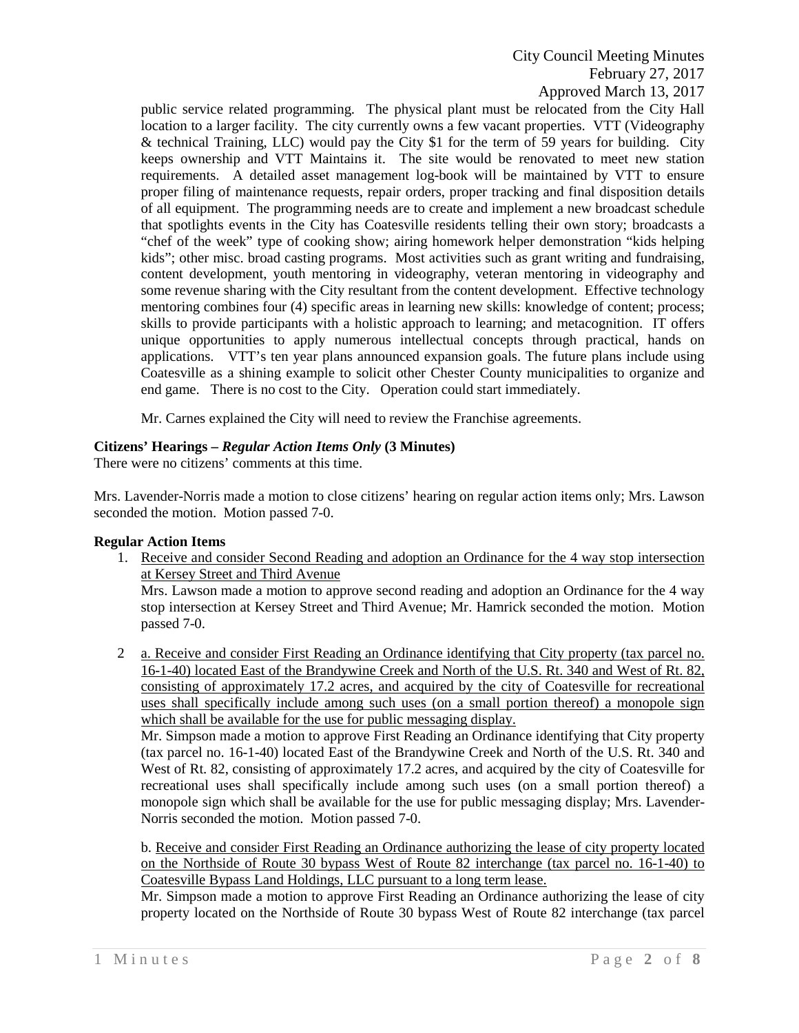public service related programming. The physical plant must be relocated from the City Hall location to a larger facility. The city currently owns a few vacant properties. VTT (Videography & technical Training, LLC) would pay the City $1 for the term of 59 years for building. City keeps ownership and VTT Maintains it. The site would be renovated to meet new station requirements. A detailed asset management log-book will be maintained by VTT to ensure proper filing of maintenance requests, repair orders, proper tracking and final disposition details of all equipment. The programming needs are to create and implement a new broadcast schedule that spotlights events in the City has Coatesville residents telling their own story; broadcasts a "chef of the week" type of cooking show; airing homework helper demonstration "kids helping kids"; other misc. broad casting programs. Most activities such as grant writing and fundraising, content development, youth mentoring in videography, veteran mentoring in videography and some revenue sharing with the City resultant from the content development. Effective technology mentoring combines four (4) specific areas in learning new skills: knowledge of content; process; skills to provide participants with a holistic approach to learning; and metacognition. IT offers unique opportunities to apply numerous intellectual concepts through practical, hands on applications. VTT's ten year plans announced expansion goals. The future plans include using Coatesville as a shining example to solicit other Chester County municipalities to organize and end game. There is no cost to the City. Operation could start immediately.

Mr. Carnes explained the City will need to review the Franchise agreements.

**Citizens' Hearings –** ***Regular Action Items Only*** **(3 Minutes)**

There were no citizens' comments at this time.

Mrs. Lavender-Norris made a motion to close citizens' hearing on regular action items only; Mrs. Lawson seconded the motion. Motion passed 7-0.

**Regular Action Items**

1. Receive and consider Second Reading and adoption an Ordinance for the 4 way stop intersection at Kersey Street and Third Avenue

   Mrs. Lawson made a motion to approve second reading and adoption an Ordinance for the 4 way stop intersection at Kersey Street and Third Avenue; Mr. Hamrick seconded the motion. Motion passed 7-0.

2. a. Receive and consider First Reading an Ordinance identifying that City property (tax parcel no. 16-1-40) located East of the Brandywine Creek and North of the U.S. Rt. 340 and West of Rt. 82, consisting of approximately 17.2 acres, and acquired by the city of Coatesville for recreational uses shall specifically include among such uses (on a small portion thereof) a monopole sign which shall be available for the use for public messaging display.

   Mr. Simpson made a motion to approve First Reading an Ordinance identifying that City property (tax parcel no. 16-1-40) located East of the Brandywine Creek and North of the U.S. Rt. 340 and West of Rt. 82, consisting of approximately 17.2 acres, and acquired by the city of Coatesville for recreational uses shall specifically include among such uses (on a small portion thereof) a monopole sign which shall be available for the use for public messaging display; Mrs. Lavender-Norris seconded the motion. Motion passed 7-0.

   b. Receive and consider First Reading an Ordinance authorizing the lease of city property located on the Northside of Route 30 bypass West of Route 82 interchange (tax parcel no. 16-1-40) to Coatesville Bypass Land Holdings, LLC pursuant to a long term lease.

   Mr. Simpson made a motion to approve First Reading an Ordinance authorizing the lease of city property located on the Northside of Route 30 bypass West of Route 82 interchange (tax parcel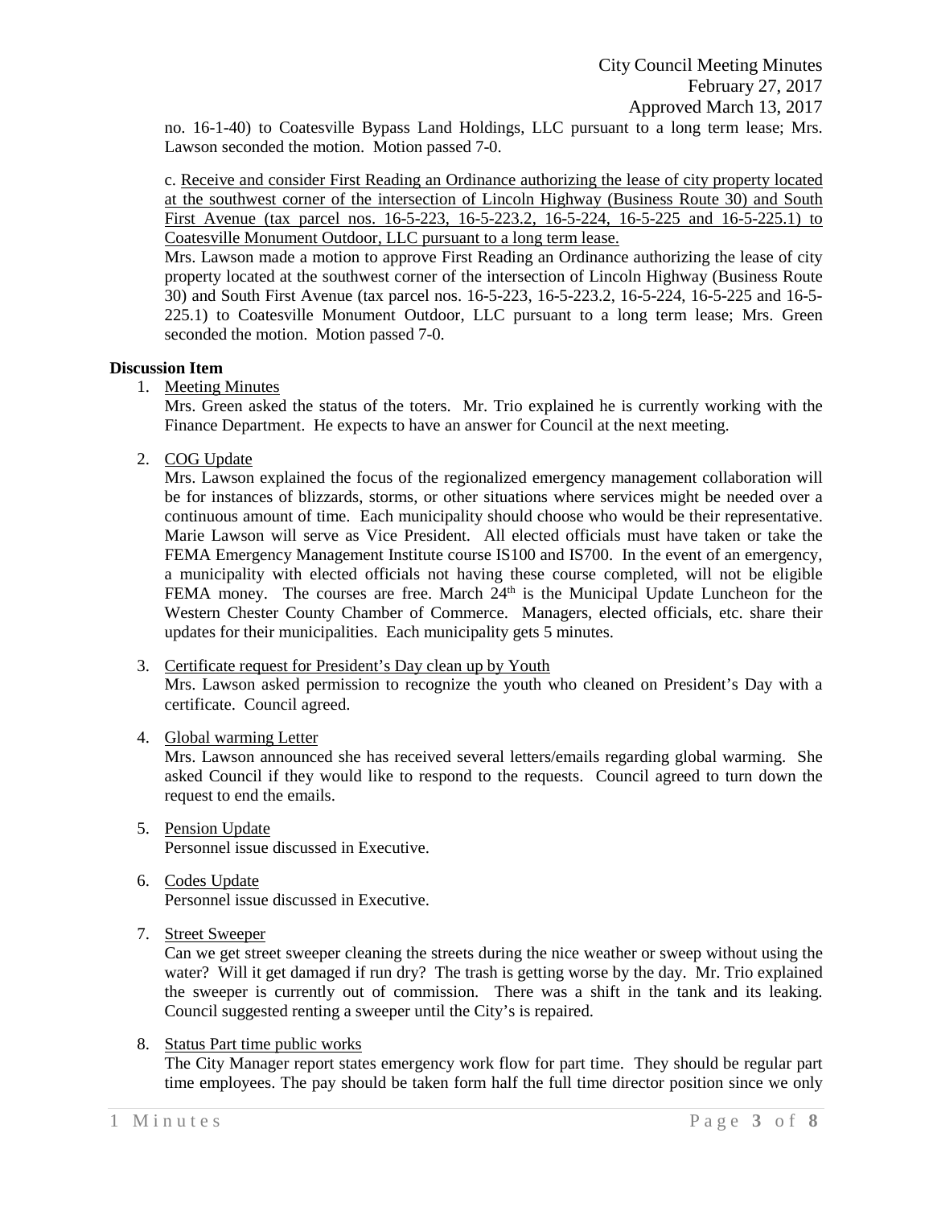no. 16-1-40) to Coatesville Bypass Land Holdings, LLC pursuant to a long term lease; Mrs. Lawson seconded the motion. Motion passed 7-0.

c. Receive and consider First Reading an Ordinance authorizing the lease of city property located at the southwest corner of the intersection of Lincoln Highway (Business Route 30) and South First Avenue (tax parcel nos. 16-5-223, 16-5-223.2, 16-5-224, 16-5-225 and 16-5-225.1) to Coatesville Monument Outdoor, LLC pursuant to a long term lease.

Mrs. Lawson made a motion to approve First Reading an Ordinance authorizing the lease of city property located at the southwest corner of the intersection of Lincoln Highway (Business Route 30) and South First Avenue (tax parcel nos. 16-5-223, 16-5-223.2, 16-5-224, 16-5-225 and 16-5-225.1) to Coatesville Monument Outdoor, LLC pursuant to a long term lease; Mrs. Green seconded the motion. Motion passed 7-0.

**Discussion Item**

1. Meeting Minutes
   Mrs. Green asked the status of the toters. Mr. Trio explained he is currently working with the Finance Department. He expects to have an answer for Council at the next meeting.

2. COG Update
   Mrs. Lawson explained the focus of the regionalized emergency management collaboration will be for instances of blizzards, storms, or other situations where services might be needed over a continuous amount of time. Each municipality should choose who would be their representative. Marie Lawson will serve as Vice President. All elected officials must have taken or take the FEMA Emergency Management Institute course IS100 and IS700. In the event of an emergency, a municipality with elected officials not having these course completed, will not be eligible FEMA money. The courses are free. March 24th is the Municipal Update Luncheon for the Western Chester County Chamber of Commerce. Managers, elected officials, etc. share their updates for their municipalities. Each municipality gets 5 minutes.

3. Certificate request for President's Day clean up by Youth
   Mrs. Lawson asked permission to recognize the youth who cleaned on President's Day with a certificate. Council agreed.

4. Global warming Letter
   Mrs. Lawson announced she has received several letters/emails regarding global warming. She asked Council if they would like to respond to the requests. Council agreed to turn down the request to end the emails.

5. Pension Update
   Personnel issue discussed in Executive.

6. Codes Update
   Personnel issue discussed in Executive.

7. Street Sweeper
   Can we get street sweeper cleaning the streets during the nice weather or sweep without using the water? Will it get damaged if run dry? The trash is getting worse by the day. Mr. Trio explained the sweeper is currently out of commission. There was a shift in the tank and its leaking. Council suggested renting a sweeper until the City's is repaired.

8. Status Part time public works
   The City Manager report states emergency work flow for part time. They should be regular part time employees. The pay should be taken form half the full time director position since we only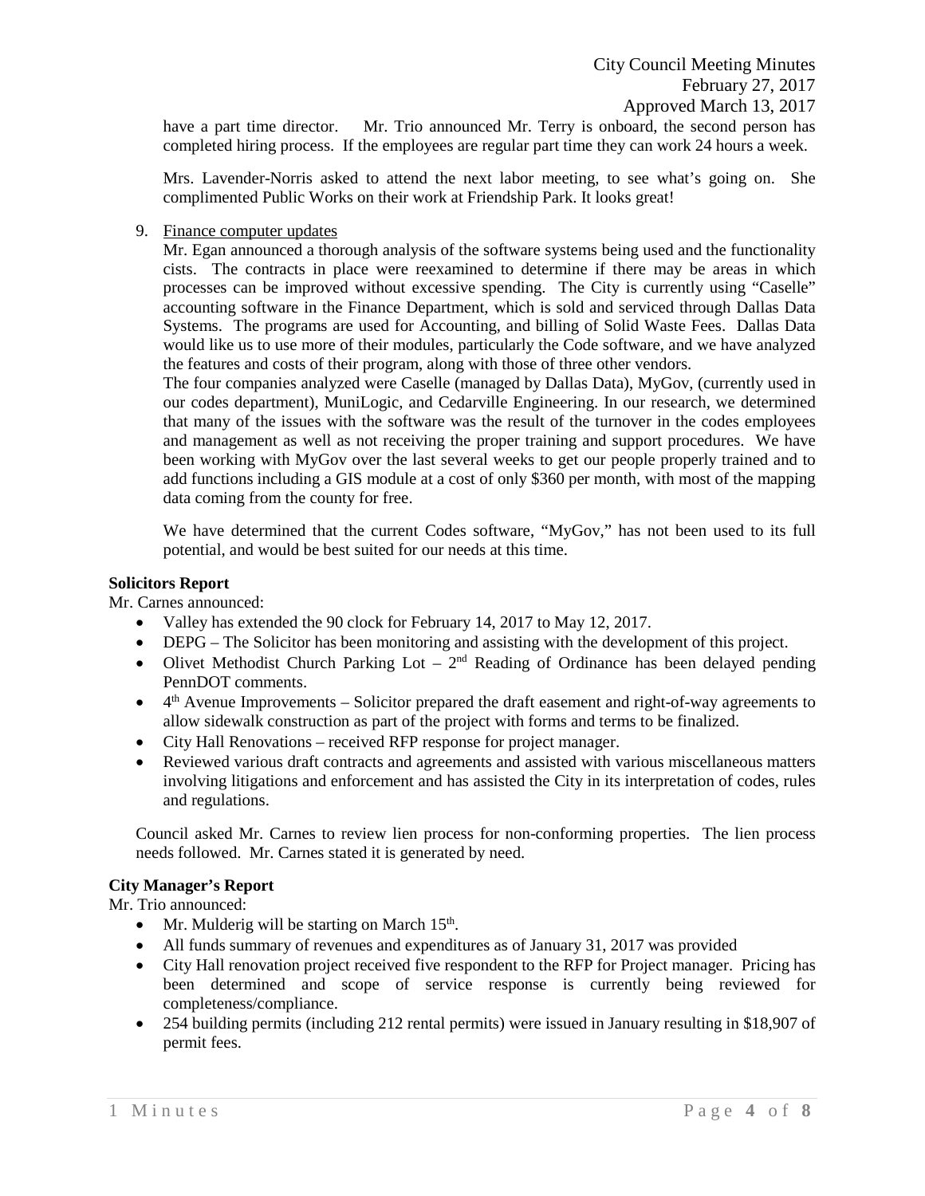have a part time director. Mr. Trio announced Mr. Terry is onboard, the second person has completed hiring process. If the employees are regular part time they can work 24 hours a week.

Mrs. Lavender-Norris asked to attend the next labor meeting, to see what's going on. She complimented Public Works on their work at Friendship Park. It looks great!

9. Finance computer updates

   Mr. Egan announced a thorough analysis of the software systems being used and the functionality cists. The contracts in place were reexamined to determine if there may be areas in which processes can be improved without excessive spending. The City is currently using "Caselle" accounting software in the Finance Department, which is sold and serviced through Dallas Data Systems. The programs are used for Accounting, and billing of Solid Waste Fees. Dallas Data would like us to use more of their modules, particularly the Code software, and we have analyzed the features and costs of their program, along with those of three other vendors.

   The four companies analyzed were Caselle (managed by Dallas Data), MyGov, (currently used in our codes department), MuniLogic, and Cedarville Engineering. In our research, we determined that many of the issues with the software was the result of the turnover in the codes employees and management as well as not receiving the proper training and support procedures. We have been working with MyGov over the last several weeks to get our people properly trained and to add functions including a GIS module at a cost of only $360 per month, with most of the mapping data coming from the county for free.

   We have determined that the current Codes software, "MyGov," has not been used to its full potential, and would be best suited for our needs at this time.

**Solicitors Report**

Mr. Carnes announced:

- Valley has extended the 90 clock for February 14, 2017 to May 12, 2017.
- DEPG – The Solicitor has been monitoring and assisting with the development of this project.
- Olivet Methodist Church Parking Lot – 2nd Reading of Ordinance has been delayed pending PennDOT comments.
- 4th Avenue Improvements – Solicitor prepared the draft easement and right-of-way agreements to allow sidewalk construction as part of the project with forms and terms to be finalized.
- City Hall Renovations – received RFP response for project manager.
- Reviewed various draft contracts and agreements and assisted with various miscellaneous matters involving litigations and enforcement and has assisted the City in its interpretation of codes, rules and regulations.

Council asked Mr. Carnes to review lien process for non-conforming properties. The lien process needs followed. Mr. Carnes stated it is generated by need.

**City Manager's Report**

Mr. Trio announced:

- Mr. Mulderig will be starting on March 15th.
- All funds summary of revenues and expenditures as of January 31, 2017 was provided
- City Hall renovation project received five respondent to the RFP for Project manager. Pricing has been determined and scope of service response is currently being reviewed for completeness/compliance.
- 254 building permits (including 212 rental permits) were issued in January resulting in $18,907 of permit fees.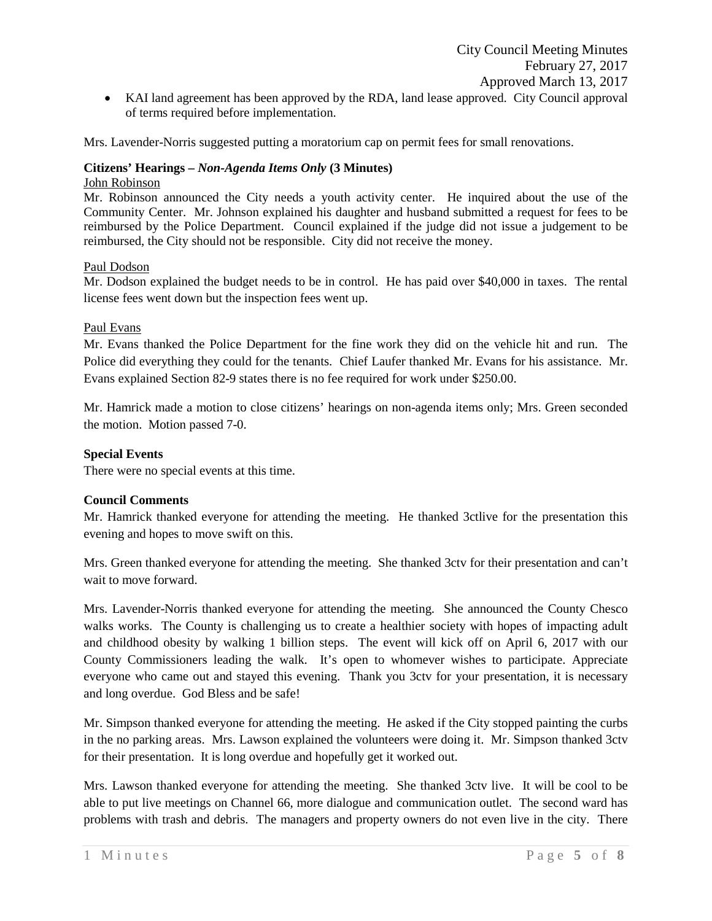- KAI land agreement has been approved by the RDA, land lease approved. City Council approval of terms required before implementation.

Mrs. Lavender-Norris suggested putting a moratorium cap on permit fees for small renovations.

**Citizens' Hearings –** ***Non-Agenda Items Only*** **(3 Minutes)**

John Robinson

Mr. Robinson announced the City needs a youth activity center. He inquired about the use of the Community Center. Mr. Johnson explained his daughter and husband submitted a request for fees to be reimbursed by the Police Department. Council explained if the judge did not issue a judgement to be reimbursed, the City should not be responsible. City did not receive the money.

Paul Dodson

Mr. Dodson explained the budget needs to be in control. He has paid over $40,000 in taxes. The rental license fees went down but the inspection fees went up.

Paul Evans

Mr. Evans thanked the Police Department for the fine work they did on the vehicle hit and run. The Police did everything they could for the tenants. Chief Laufer thanked Mr. Evans for his assistance. Mr. Evans explained Section 82-9 states there is no fee required for work under $250.00.

Mr. Hamrick made a motion to close citizens' hearings on non-agenda items only; Mrs. Green seconded the motion. Motion passed 7-0.

**Special Events**

There were no special events at this time.

**Council Comments**

Mr. Hamrick thanked everyone for attending the meeting. He thanked 3ctlive for the presentation this evening and hopes to move swift on this.

Mrs. Green thanked everyone for attending the meeting. She thanked 3ctv for their presentation and can't wait to move forward.

Mrs. Lavender-Norris thanked everyone for attending the meeting. She announced the County Chesco walks works. The County is challenging us to create a healthier society with hopes of impacting adult and childhood obesity by walking 1 billion steps. The event will kick off on April 6, 2017 with our County Commissioners leading the walk. It's open to whomever wishes to participate. Appreciate everyone who came out and stayed this evening. Thank you 3ctv for your presentation, it is necessary and long overdue. God Bless and be safe!

Mr. Simpson thanked everyone for attending the meeting. He asked if the City stopped painting the curbs in the no parking areas. Mrs. Lawson explained the volunteers were doing it. Mr. Simpson thanked 3ctv for their presentation. It is long overdue and hopefully get it worked out.

Mrs. Lawson thanked everyone for attending the meeting. She thanked 3ctv live. It will be cool to be able to put live meetings on Channel 66, more dialogue and communication outlet. The second ward has problems with trash and debris. The managers and property owners do not even live in the city. There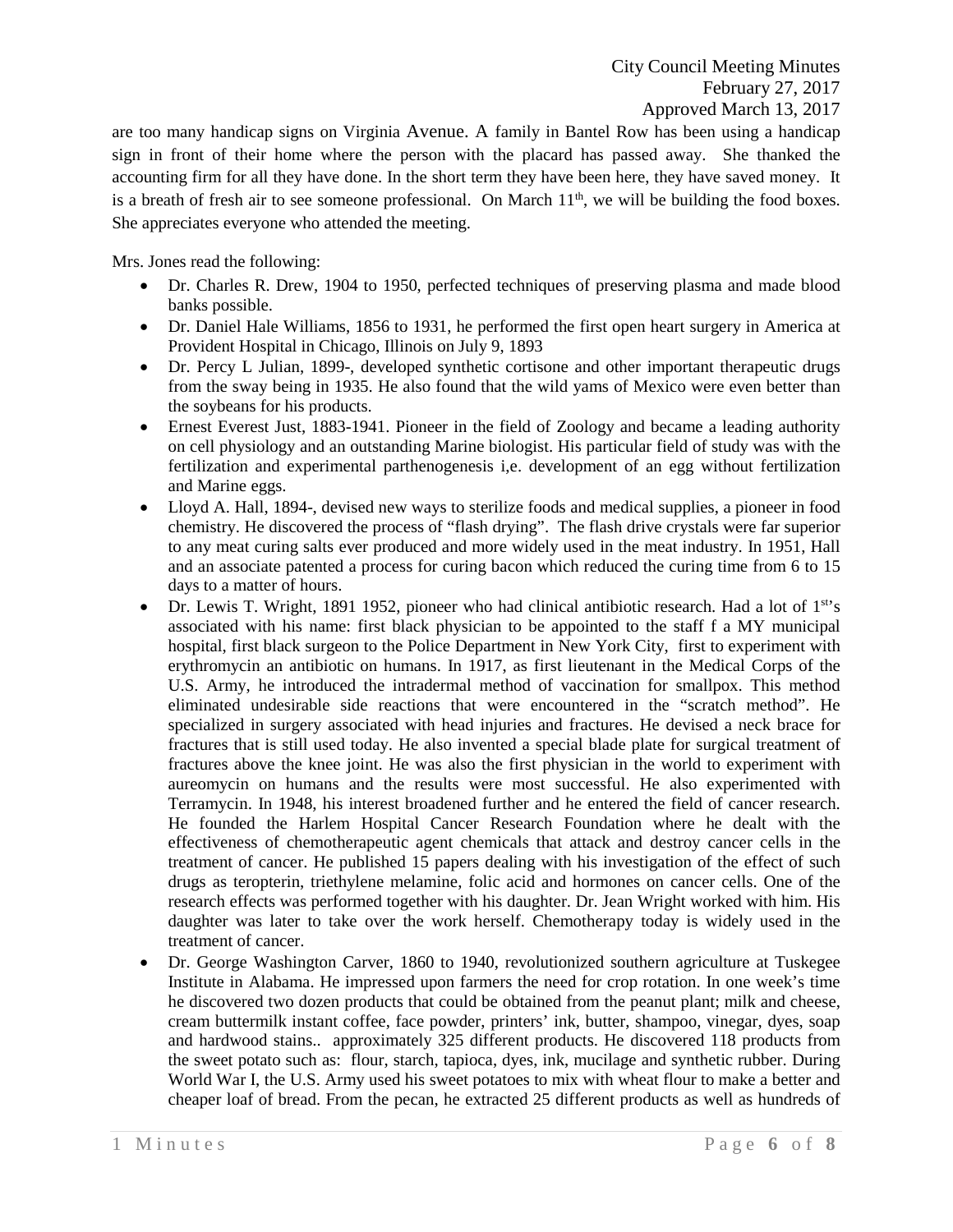are too many handicap signs on Virginia Avenue. A family in Bantel Row has been using a handicap sign in front of their home where the person with the placard has passed away. She thanked the accounting firm for all they have done. In the short term they have been here, they have saved money. It is a breath of fresh air to see someone professional. On March 11th, we will be building the food boxes. She appreciates everyone who attended the meeting.

Mrs. Jones read the following:

- Dr. Charles R. Drew, 1904 to 1950, perfected techniques of preserving plasma and made blood banks possible.
- Dr. Daniel Hale Williams, 1856 to 1931, he performed the first open heart surgery in America at Provident Hospital in Chicago, Illinois on July 9, 1893
- Dr. Percy L Julian, 1899-, developed synthetic cortisone and other important therapeutic drugs from the sway being in 1935. He also found that the wild yams of Mexico were even better than the soybeans for his products.
- Ernest Everest Just, 1883-1941. Pioneer in the field of Zoology and became a leading authority on cell physiology and an outstanding Marine biologist. His particular field of study was with the fertilization and experimental parthenogenesis i,e. development of an egg without fertilization and Marine eggs.
- Lloyd A. Hall, 1894-, devised new ways to sterilize foods and medical supplies, a pioneer in food chemistry. He discovered the process of "flash drying". The flash drive crystals were far superior to any meat curing salts ever produced and more widely used in the meat industry. In 1951, Hall and an associate patented a process for curing bacon which reduced the curing time from 6 to 15 days to a matter of hours.
- Dr. Lewis T. Wright, 1891 1952, pioneer who had clinical antibiotic research. Had a lot of 1st's associated with his name: first black physician to be appointed to the staff f a MY municipal hospital, first black surgeon to the Police Department in New York City, first to experiment with erythromycin an antibiotic on humans. In 1917, as first lieutenant in the Medical Corps of the U.S. Army, he introduced the intradermal method of vaccination for smallpox. This method eliminated undesirable side reactions that were encountered in the "scratch method". He specialized in surgery associated with head injuries and fractures. He devised a neck brace for fractures that is still used today. He also invented a special blade plate for surgical treatment of fractures above the knee joint. He was also the first physician in the world to experiment with aureomycin on humans and the results were most successful. He also experimented with Terramycin. In 1948, his interest broadened further and he entered the field of cancer research. He founded the Harlem Hospital Cancer Research Foundation where he dealt with the effectiveness of chemotherapeutic agent chemicals that attack and destroy cancer cells in the treatment of cancer. He published 15 papers dealing with his investigation of the effect of such drugs as teropterin, triethylene melamine, folic acid and hormones on cancer cells. One of the research effects was performed together with his daughter. Dr. Jean Wright worked with him. His daughter was later to take over the work herself. Chemotherapy today is widely used in the treatment of cancer.
- Dr. George Washington Carver, 1860 to 1940, revolutionized southern agriculture at Tuskegee Institute in Alabama. He impressed upon farmers the need for crop rotation. In one week's time he discovered two dozen products that could be obtained from the peanut plant; milk and cheese, cream buttermilk instant coffee, face powder, printers' ink, butter, shampoo, vinegar, dyes, soap and hardwood stains.. approximately 325 different products. He discovered 118 products from the sweet potato such as: flour, starch, tapioca, dyes, ink, mucilage and synthetic rubber. During World War I, the U.S. Army used his sweet potatoes to mix with wheat flour to make a better and cheaper loaf of bread. From the pecan, he extracted 25 different products as well as hundreds of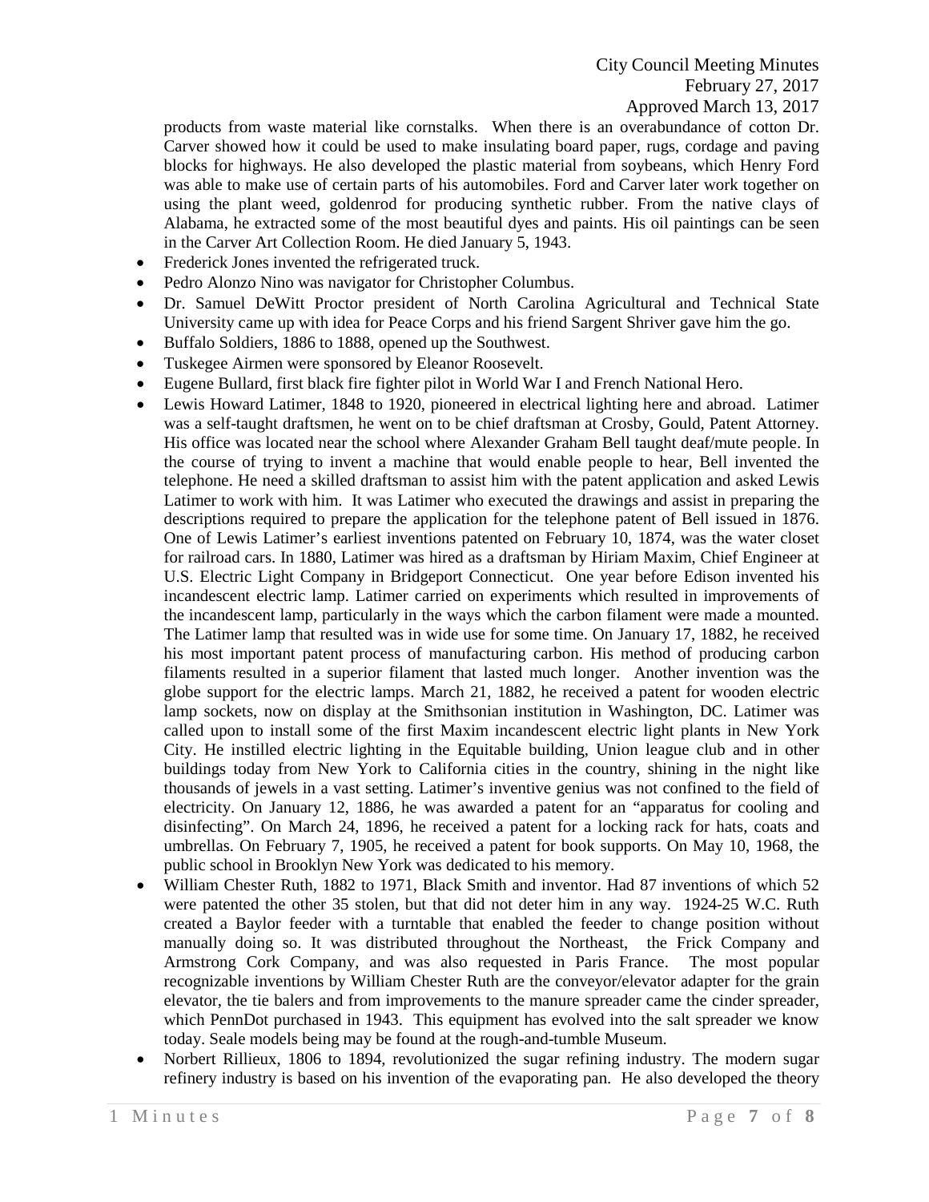products from waste material like cornstalks. When there is an overabundance of cotton Dr. Carver showed how it could be used to make insulating board paper, rugs, cordage and paving blocks for highways. He also developed the plastic material from soybeans, which Henry Ford was able to make use of certain parts of his automobiles. Ford and Carver later work together on using the plant weed, goldenrod for producing synthetic rubber. From the native clays of Alabama, he extracted some of the most beautiful dyes and paints. His oil paintings can be seen in the Carver Art Collection Room. He died January 5, 1943.

- Frederick Jones invented the refrigerated truck.
- Pedro Alonzo Nino was navigator for Christopher Columbus.
- Dr. Samuel DeWitt Proctor president of North Carolina Agricultural and Technical State University came up with idea for Peace Corps and his friend Sargent Shriver gave him the go.
- Buffalo Soldiers, 1886 to 1888, opened up the Southwest.
- Tuskegee Airmen were sponsored by Eleanor Roosevelt.
- Eugene Bullard, first black fire fighter pilot in World War I and French National Hero.
- Lewis Howard Latimer, 1848 to 1920, pioneered in electrical lighting here and abroad. Latimer was a self-taught draftsmen, he went on to be chief draftsman at Crosby, Gould, Patent Attorney. His office was located near the school where Alexander Graham Bell taught deaf/mute people. In the course of trying to invent a machine that would enable people to hear, Bell invented the telephone. He need a skilled draftsman to assist him with the patent application and asked Lewis Latimer to work with him. It was Latimer who executed the drawings and assist in preparing the descriptions required to prepare the application for the telephone patent of Bell issued in 1876. One of Lewis Latimer's earliest inventions patented on February 10, 1874, was the water closet for railroad cars. In 1880, Latimer was hired as a draftsman by Hiriam Maxim, Chief Engineer at U.S. Electric Light Company in Bridgeport Connecticut. One year before Edison invented his incandescent electric lamp. Latimer carried on experiments which resulted in improvements of the incandescent lamp, particularly in the ways which the carbon filament were made a mounted. The Latimer lamp that resulted was in wide use for some time. On January 17, 1882, he received his most important patent process of manufacturing carbon. His method of producing carbon filaments resulted in a superior filament that lasted much longer. Another invention was the globe support for the electric lamps. March 21, 1882, he received a patent for wooden electric lamp sockets, now on display at the Smithsonian institution in Washington, DC. Latimer was called upon to install some of the first Maxim incandescent electric light plants in New York City. He instilled electric lighting in the Equitable building, Union league club and in other buildings today from New York to California cities in the country, shining in the night like thousands of jewels in a vast setting. Latimer's inventive genius was not confined to the field of electricity. On January 12, 1886, he was awarded a patent for an "apparatus for cooling and disinfecting". On March 24, 1896, he received a patent for a locking rack for hats, coats and umbrellas. On February 7, 1905, he received a patent for book supports. On May 10, 1968, the public school in Brooklyn New York was dedicated to his memory.
- William Chester Ruth, 1882 to 1971, Black Smith and inventor. Had 87 inventions of which 52 were patented the other 35 stolen, but that did not deter him in any way. 1924-25 W.C. Ruth created a Baylor feeder with a turntable that enabled the feeder to change position without manually doing so. It was distributed throughout the Northeast, the Frick Company and Armstrong Cork Company, and was also requested in Paris France. The most popular recognizable inventions by William Chester Ruth are the conveyor/elevator adapter for the grain elevator, the tie balers and from improvements to the manure spreader came the cinder spreader, which PennDot purchased in 1943. This equipment has evolved into the salt spreader we know today. Seale models being may be found at the rough-and-tumble Museum.
- Norbert Rillieux, 1806 to 1894, revolutionized the sugar refining industry. The modern sugar refinery industry is based on his invention of the evaporating pan. He also developed the theory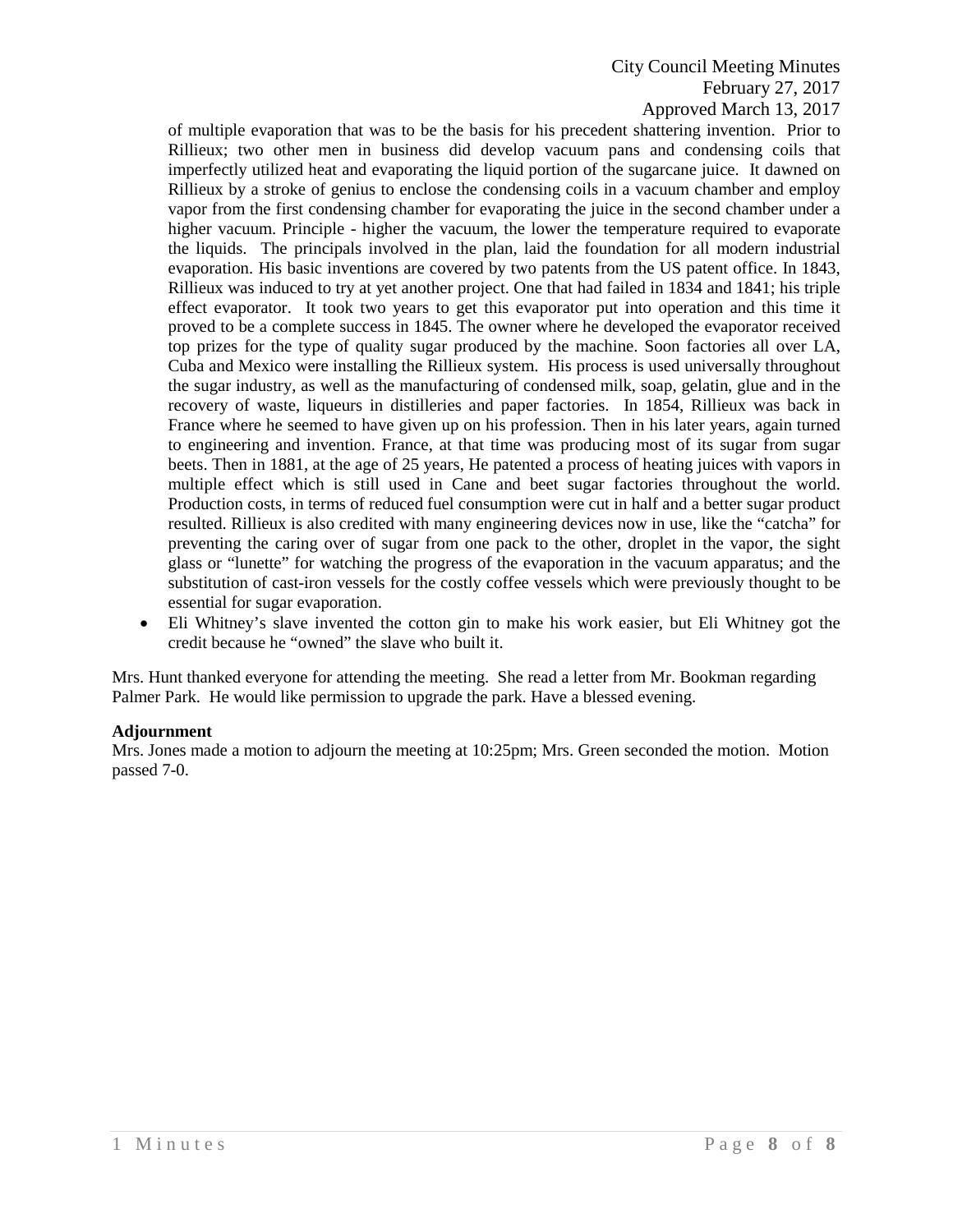of multiple evaporation that was to be the basis for his precedent shattering invention. Prior to Rillieux; two other men in business did develop vacuum pans and condensing coils that imperfectly utilized heat and evaporating the liquid portion of the sugarcane juice. It dawned on Rillieux by a stroke of genius to enclose the condensing coils in a vacuum chamber and employ vapor from the first condensing chamber for evaporating the juice in the second chamber under a higher vacuum. Principle - higher the vacuum, the lower the temperature required to evaporate the liquids. The principals involved in the plan, laid the foundation for all modern industrial evaporation. His basic inventions are covered by two patents from the US patent office. In 1843, Rillieux was induced to try at yet another project. One that had failed in 1834 and 1841; his triple effect evaporator. It took two years to get this evaporator put into operation and this time it proved to be a complete success in 1845. The owner where he developed the evaporator received top prizes for the type of quality sugar produced by the machine. Soon factories all over LA, Cuba and Mexico were installing the Rillieux system. His process is used universally throughout the sugar industry, as well as the manufacturing of condensed milk, soap, gelatin, glue and in the recovery of waste, liqueurs in distilleries and paper factories. In 1854, Rillieux was back in France where he seemed to have given up on his profession. Then in his later years, again turned to engineering and invention. France, at that time was producing most of its sugar from sugar beets. Then in 1881, at the age of 25 years, He patented a process of heating juices with vapors in multiple effect which is still used in Cane and beet sugar factories throughout the world. Production costs, in terms of reduced fuel consumption were cut in half and a better sugar product resulted. Rillieux is also credited with many engineering devices now in use, like the "catcha" for preventing the caring over of sugar from one pack to the other, droplet in the vapor, the sight glass or "lunette" for watching the progress of the evaporation in the vacuum apparatus; and the substitution of cast-iron vessels for the costly coffee vessels which were previously thought to be essential for sugar evaporation.

- Eli Whitney's slave invented the cotton gin to make his work easier, but Eli Whitney got the credit because he "owned" the slave who built it.

Mrs. Hunt thanked everyone for attending the meeting. She read a letter from Mr. Bookman regarding Palmer Park. He would like permission to upgrade the park. Have a blessed evening.

**Adjournment**
Mrs. Jones made a motion to adjourn the meeting at 10:25pm; Mrs. Green seconded the motion. Motion passed 7-0.